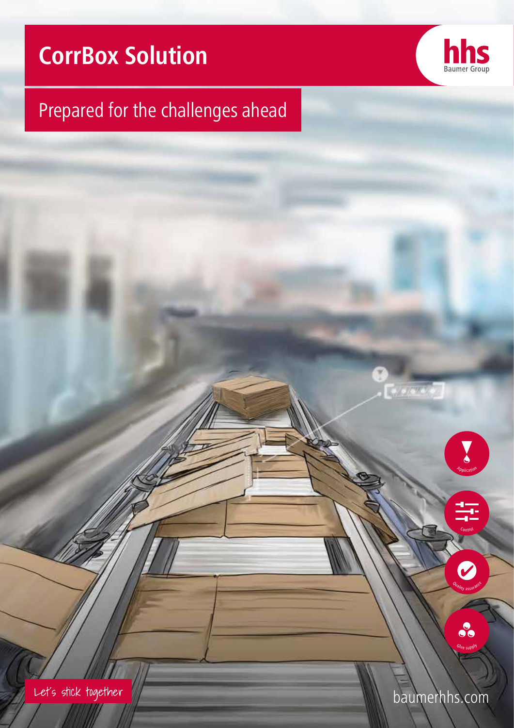# CorrBox Solution

hhs
Baumer Group

## Prepared for the challenges ahead

Application

Control

Quality assurance

Glue supply

Let's stick together

baumerhhs.com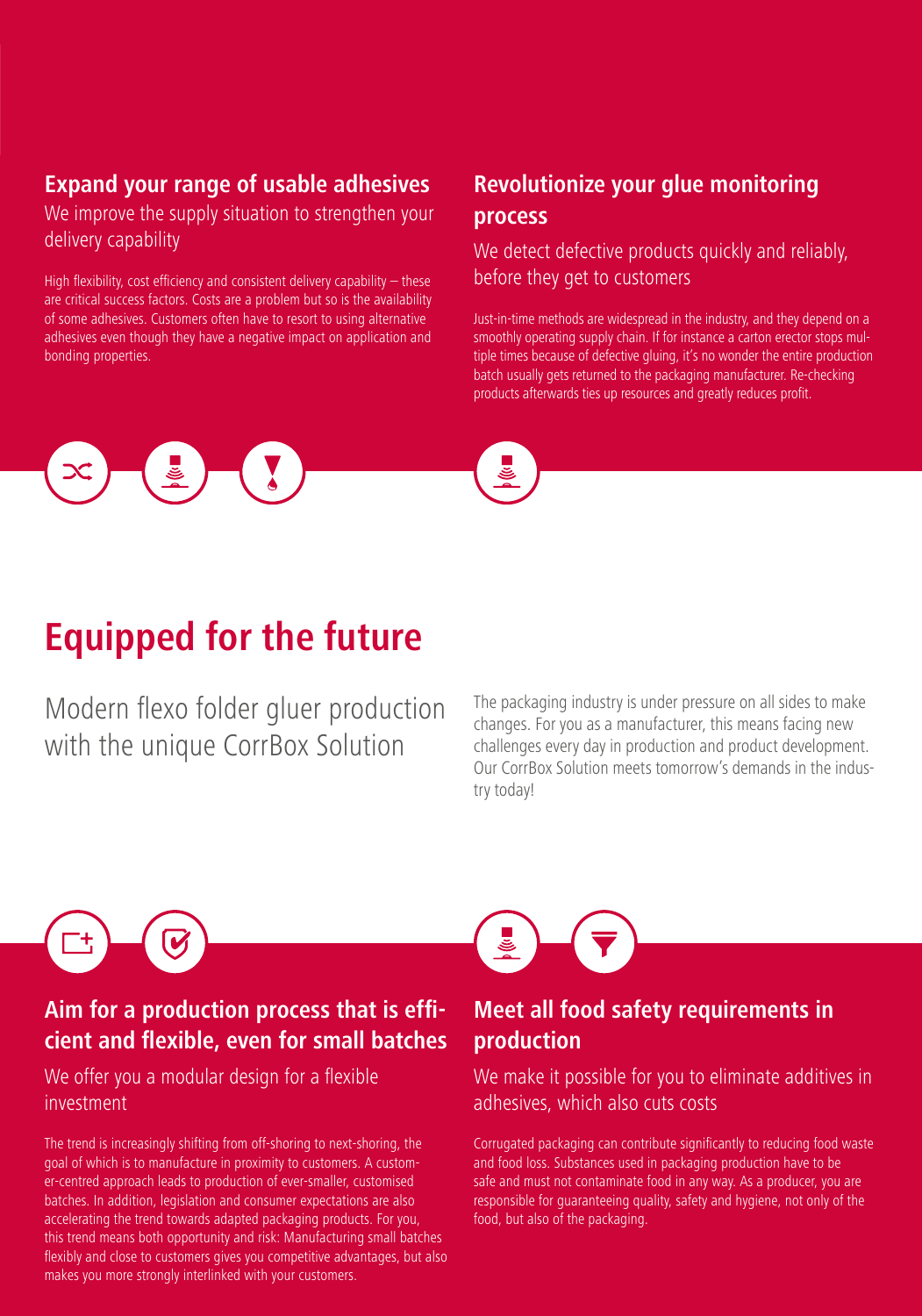## Expand your range of usable adhesives

### We improve the supply situation to strengthen your delivery capability

High flexibility, cost efficiency and consistent delivery capability – these are critical success factors. Costs are a problem but so is the availability of some adhesives. Customers often have to resort to using alternative adhesives even though they have a negative impact on application and bonding properties.

## Revolutionize your glue monitoring process

### We detect defective products quickly and reliably, before they get to customers

Just-in-time methods are widespread in the industry, and they depend on a smoothly operating supply chain. If for instance a carton erector stops multiple times because of defective gluing, it's no wonder the entire production batch usually gets returned to the packaging manufacturer. Re-checking products afterwards ties up resources and greatly reduces profit.

# Equipped for the future

### Modern flexo folder gluer production with the unique CorrBox Solution

The packaging industry is under pressure on all sides to make changes. For you as a manufacturer, this means facing new challenges every day in production and product development. Our CorrBox Solution meets tomorrow's demands in the industry today!

## Aim for a production process that is efficient and flexible, even for small batches

### We offer you a modular design for a flexible investment

The trend is increasingly shifting from off-shoring to next-shoring, the goal of which is to manufacture in proximity to customers. A customer-centred approach leads to production of ever-smaller, customised batches. In addition, legislation and consumer expectations are also accelerating the trend towards adapted packaging products. For you, this trend means both opportunity and risk: Manufacturing small batches flexibly and close to customers gives you competitive advantages, but also makes you more strongly interlinked with your customers.

## Meet all food safety requirements in production

### We make it possible for you to eliminate additives in adhesives, which also cuts costs

Corrugated packaging can contribute significantly to reducing food waste and food loss. Substances used in packaging production have to be safe and must not contaminate food in any way. As a producer, you are responsible for guaranteeing quality, safety and hygiene, not only of the food, but also of the packaging.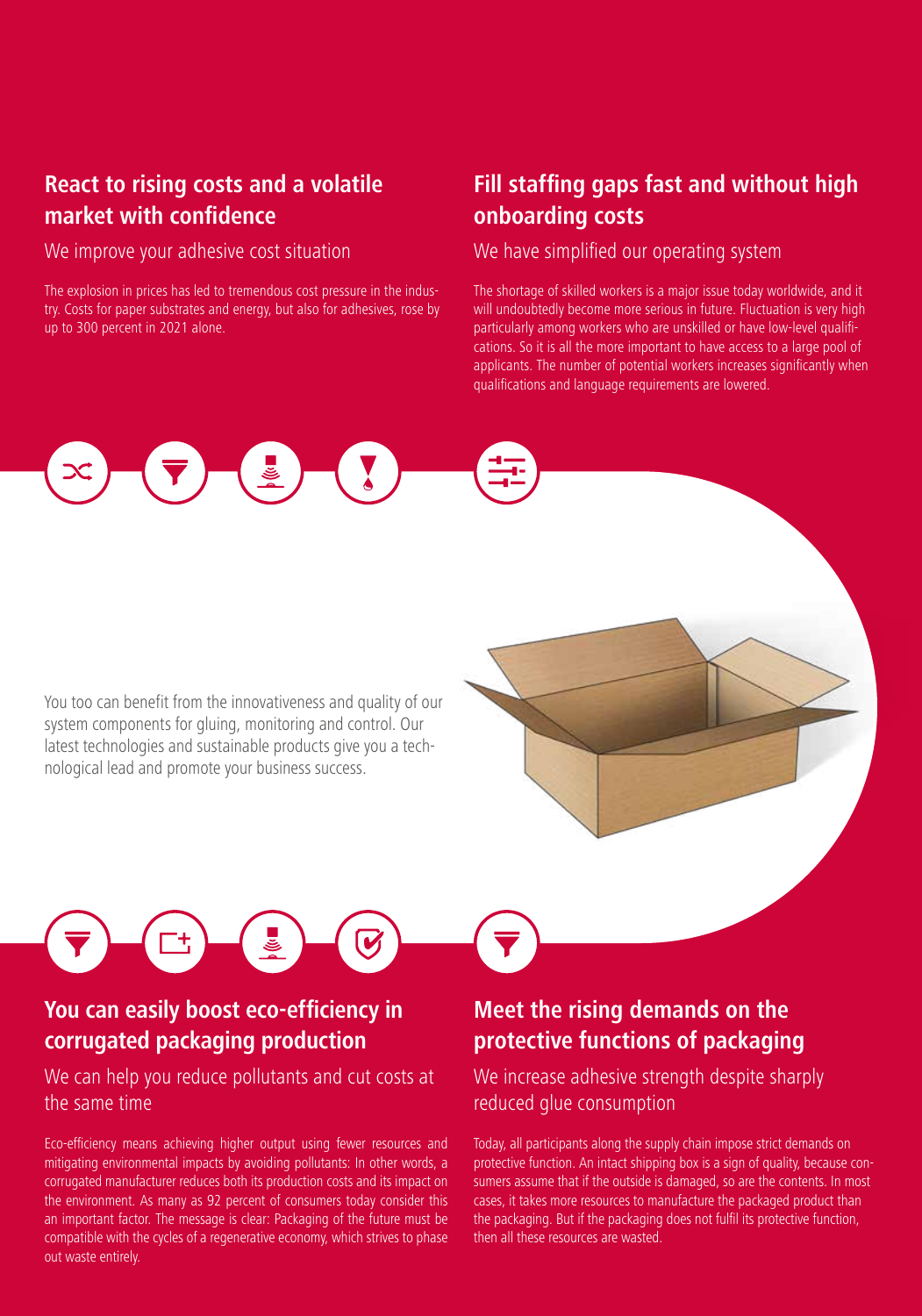## React to rising costs and a volatile market with confidence

### We improve your adhesive cost situation

The explosion in prices has led to tremendous cost pressure in the industry. Costs for paper substrates and energy, but also for adhesives, rose by up to 300 percent in 2021 alone.

## Fill staffing gaps fast and without high onboarding costs

### We have simplified our operating system

The shortage of skilled workers is a major issue today worldwide, and it will undoubtedly become more serious in future. Fluctuation is very high particularly among workers who are unskilled or have low-level qualifications. So it is all the more important to have access to a large pool of applicants. The number of potential workers increases significantly when qualifications and language requirements are lowered.

You too can benefit from the innovativeness and quality of our system components for gluing, monitoring and control. Our latest technologies and sustainable products give you a technological lead and promote your business success.

## You can easily boost eco-efficiency in corrugated packaging production

### We can help you reduce pollutants and cut costs at the same time

Eco-efficiency means achieving higher output using fewer resources and mitigating environmental impacts by avoiding pollutants: In other words, a corrugated manufacturer reduces both its production costs and its impact on the environment. As many as 92 percent of consumers today consider this an important factor. The message is clear: Packaging of the future must be compatible with the cycles of a regenerative economy, which strives to phase out waste entirely.

## Meet the rising demands on the protective functions of packaging

### We increase adhesive strength despite sharply reduced glue consumption

Today, all participants along the supply chain impose strict demands on protective function. An intact shipping box is a sign of quality, because consumers assume that if the outside is damaged, so are the contents. In most cases, it takes more resources to manufacture the packaged product than the packaging. But if the packaging does not fulfil its protective function, then all these resources are wasted.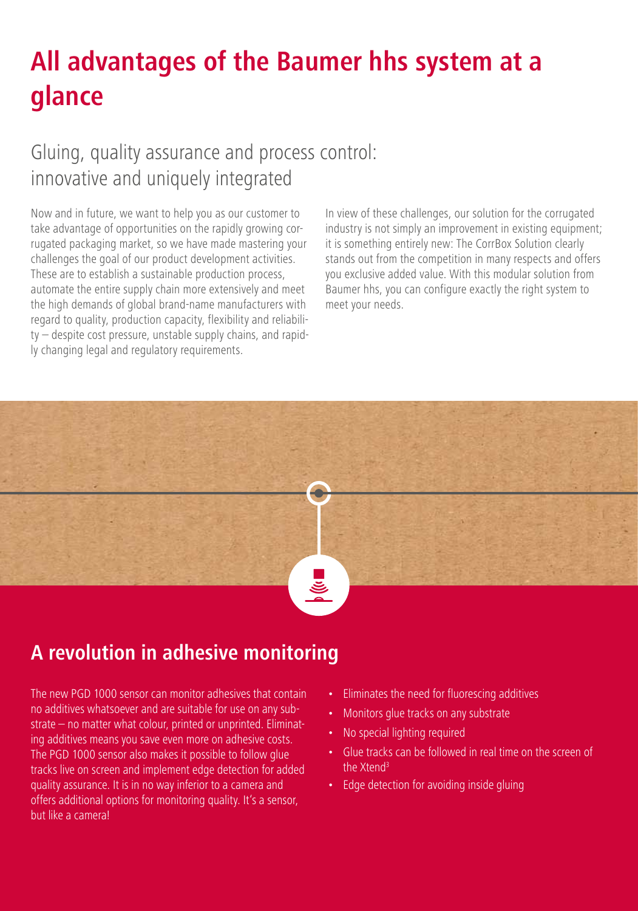# All advantages of the Baumer hhs system at a glance

## Gluing, quality assurance and process control: innovative and uniquely integrated

Now and in future, we want to help you as our customer to take advantage of opportunities on the rapidly growing corrugated packaging market, so we have made mastering your challenges the goal of our product development activities. These are to establish a sustainable production process, automate the entire supply chain more extensively and meet the high demands of global brand-name manufacturers with regard to quality, production capacity, flexibility and reliability – despite cost pressure, unstable supply chains, and rapidly changing legal and regulatory requirements.

In view of these challenges, our solution for the corrugated industry is not simply an improvement in existing equipment; it is something entirely new: The CorrBox Solution clearly stands out from the competition in many respects and offers you exclusive added value. With this modular solution from Baumer hhs, you can configure exactly the right system to meet your needs.

## A revolution in adhesive monitoring

The new PGD 1000 sensor can monitor adhesives that contain no additives whatsoever and are suitable for use on any substrate – no matter what colour, printed or unprinted. Eliminating additives means you save even more on adhesive costs. The PGD 1000 sensor also makes it possible to follow glue tracks live on screen and implement edge detection for added quality assurance. It is in no way inferior to a camera and offers additional options for monitoring quality. It's a sensor, but like a camera!

- Eliminates the need for fluorescing additives
- Monitors glue tracks on any substrate
- No special lighting required
- Glue tracks can be followed in real time on the screen of the Xtend³
- Edge detection for avoiding inside gluing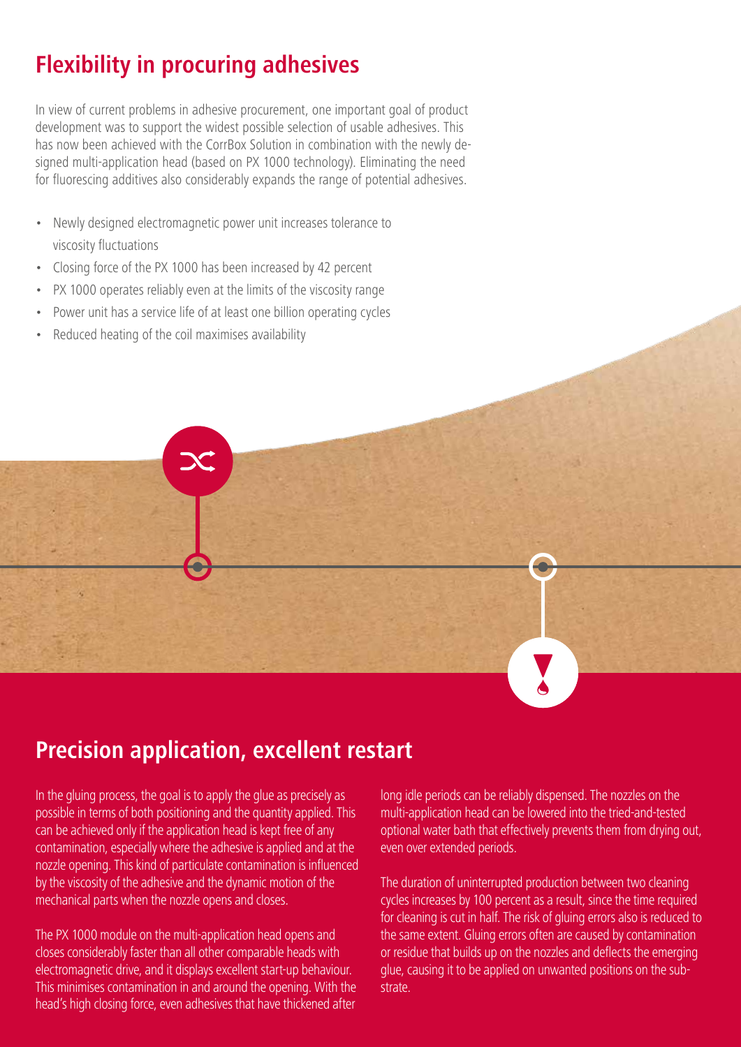## Flexibility in procuring adhesives

In view of current problems in adhesive procurement, one important goal of product development was to support the widest possible selection of usable adhesives. This has now been achieved with the CorrBox Solution in combination with the newly designed multi-application head (based on PX 1000 technology). Eliminating the need for fluorescing additives also considerably expands the range of potential adhesives.

- Newly designed electromagnetic power unit increases tolerance to viscosity fluctuations
- Closing force of the PX 1000 has been increased by 42 percent
- PX 1000 operates reliably even at the limits of the viscosity range
- Power unit has a service life of at least one billion operating cycles
- Reduced heating of the coil maximises availability

## Precision application, excellent restart

In the gluing process, the goal is to apply the glue as precisely as possible in terms of both positioning and the quantity applied. This can be achieved only if the application head is kept free of any contamination, especially where the adhesive is applied and at the nozzle opening. This kind of particulate contamination is influenced by the viscosity of the adhesive and the dynamic motion of the mechanical parts when the nozzle opens and closes.

The PX 1000 module on the multi-application head opens and closes considerably faster than all other comparable heads with electromagnetic drive, and it displays excellent start-up behaviour. This minimises contamination in and around the opening. With the head's high closing force, even adhesives that have thickened after long idle periods can be reliably dispensed. The nozzles on the multi-application head can be lowered into the tried-and-tested optional water bath that effectively prevents them from drying out, even over extended periods.

The duration of uninterrupted production between two cleaning cycles increases by 100 percent as a result, since the time required for cleaning is cut in half. The risk of gluing errors also is reduced to the same extent. Gluing errors often are caused by contamination or residue that builds up on the nozzles and deflects the emerging glue, causing it to be applied on unwanted positions on the substrate.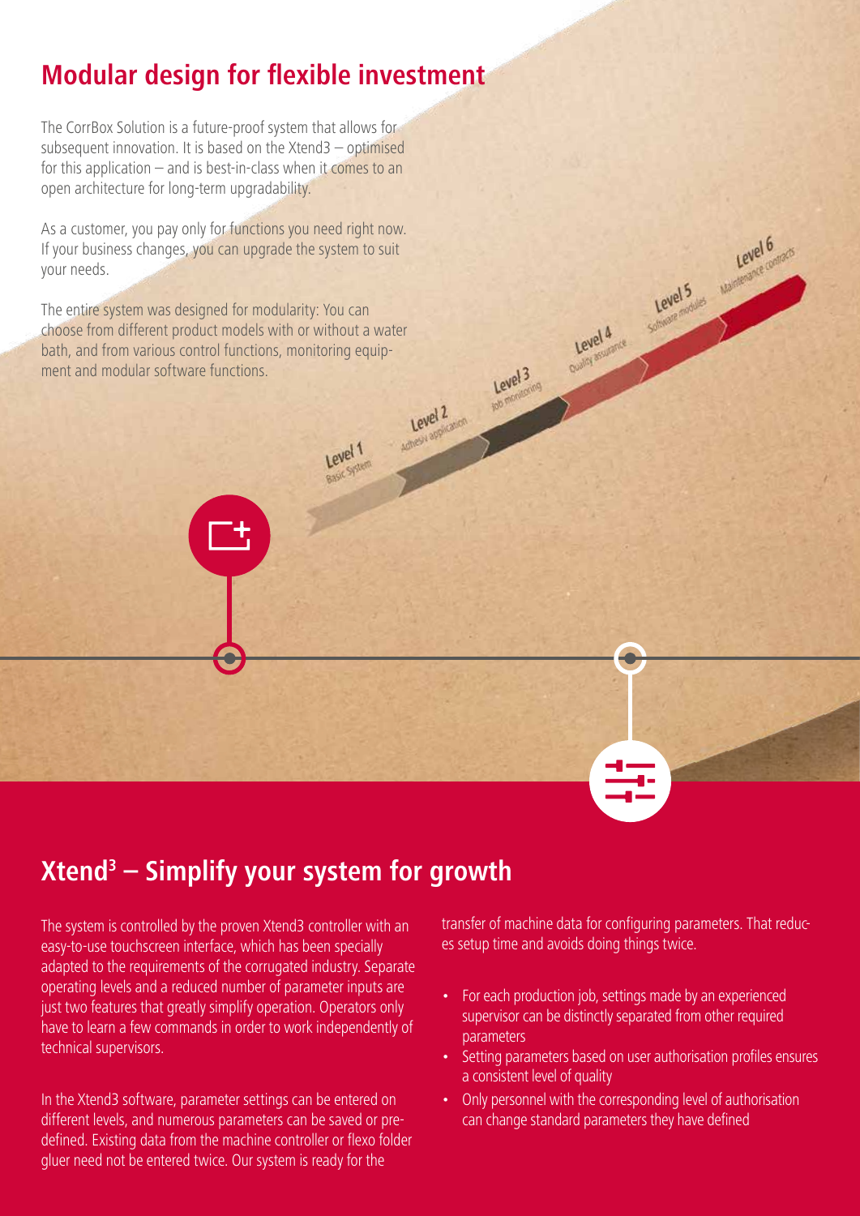## Modular design for flexible investment

The CorrBox Solution is a future-proof system that allows for subsequent innovation. It is based on the Xtend3 – optimised for this application – and is best-in-class when it comes to an open architecture for long-term upgradability.

As a customer, you pay only for functions you need right now. If your business changes, you can upgrade the system to suit your needs.

The entire system was designed for modularity: You can choose from different product models with or without a water bath, and from various control functions, monitoring equipment and modular software functions.

Level 1 Basic System

Level 2 Adhesive application

Level 3 Job monitoring

Level 4 Quality assurance

Level 5 Software modules

Level 6 Maintenance contracts

## Xtend³ – Simplify your system for growth

The system is controlled by the proven Xtend3 controller with an easy-to-use touchscreen interface, which has been specially adapted to the requirements of the corrugated industry. Separate operating levels and a reduced number of parameter inputs are just two features that greatly simplify operation. Operators only have to learn a few commands in order to work independently of technical supervisors.

In the Xtend3 software, parameter settings can be entered on different levels, and numerous parameters can be saved or predefined. Existing data from the machine controller or flexo folder gluer need not be entered twice. Our system is ready for the transfer of machine data for configuring parameters. That reduces setup time and avoids doing things twice.

- For each production job, settings made by an experienced supervisor can be distinctly separated from other required parameters
- Setting parameters based on user authorisation profiles ensures a consistent level of quality
- Only personnel with the corresponding level of authorisation can change standard parameters they have defined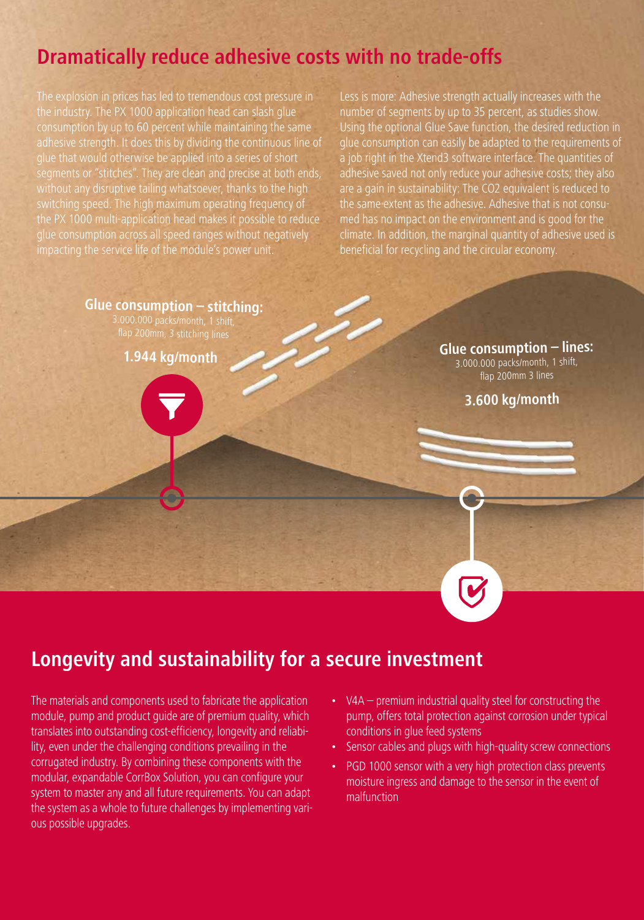## Dramatically reduce adhesive costs with no trade-offs

The explosion in prices has led to tremendous cost pressure in the industry. The PX 1000 application head can slash glue consumption by up to 60 percent while maintaining the same adhesive strength. It does this by dividing the continuous line of glue that would otherwise be applied into a series of short segments or "stitches". They are clean and precise at both ends, without any disruptive tailing whatsoever, thanks to the high switching speed. The high maximum operating frequency of the PX 1000 multi-application head makes it possible to reduce glue consumption across all speed ranges without negatively impacting the service life of the module's power unit.

Less is more: Adhesive strength actually increases with the number of segments by up to 35 percent, as studies show. Using the optional Glue Save function, the desired reduction in glue consumption can easily be adapted to the requirements of a job right in the Xtend3 software interface. The quantities of adhesive saved not only reduce your adhesive costs; they also are a gain in sustainability: The $CO_2$ equivalent is reduced to the same extent as the adhesive. Adhesive that is not consumed has no impact on the environment and is good for the climate. In addition, the marginal quantity of adhesive used is beneficial for recycling and the circular economy.

**Glue consumption – stitching:**
3.000.000 packs/month, 1 shift, flap 200mm, 3 stitching lines

**1.944 kg/month**

**Glue consumption – lines:**
3.000.000 packs/month, 1 shift, flap 200mm 3 lines

**3.600 kg/month**

## Longevity and sustainability for a secure investment

The materials and components used to fabricate the application module, pump and product guide are of premium quality, which translates into outstanding cost-efficiency, longevity and reliability, even under the challenging conditions prevailing in the corrugated industry. By combining these components with the modular, expandable CorrBox Solution, you can configure your system to master any and all future requirements. You can adapt the system as a whole to future challenges by implementing various possible upgrades.

- V4A – premium industrial quality steel for constructing the pump, offers total protection against corrosion under typical conditions in glue feed systems
- Sensor cables and plugs with high-quality screw connections
- PGD 1000 sensor with a very high protection class prevents moisture ingress and damage to the sensor in the event of malfunction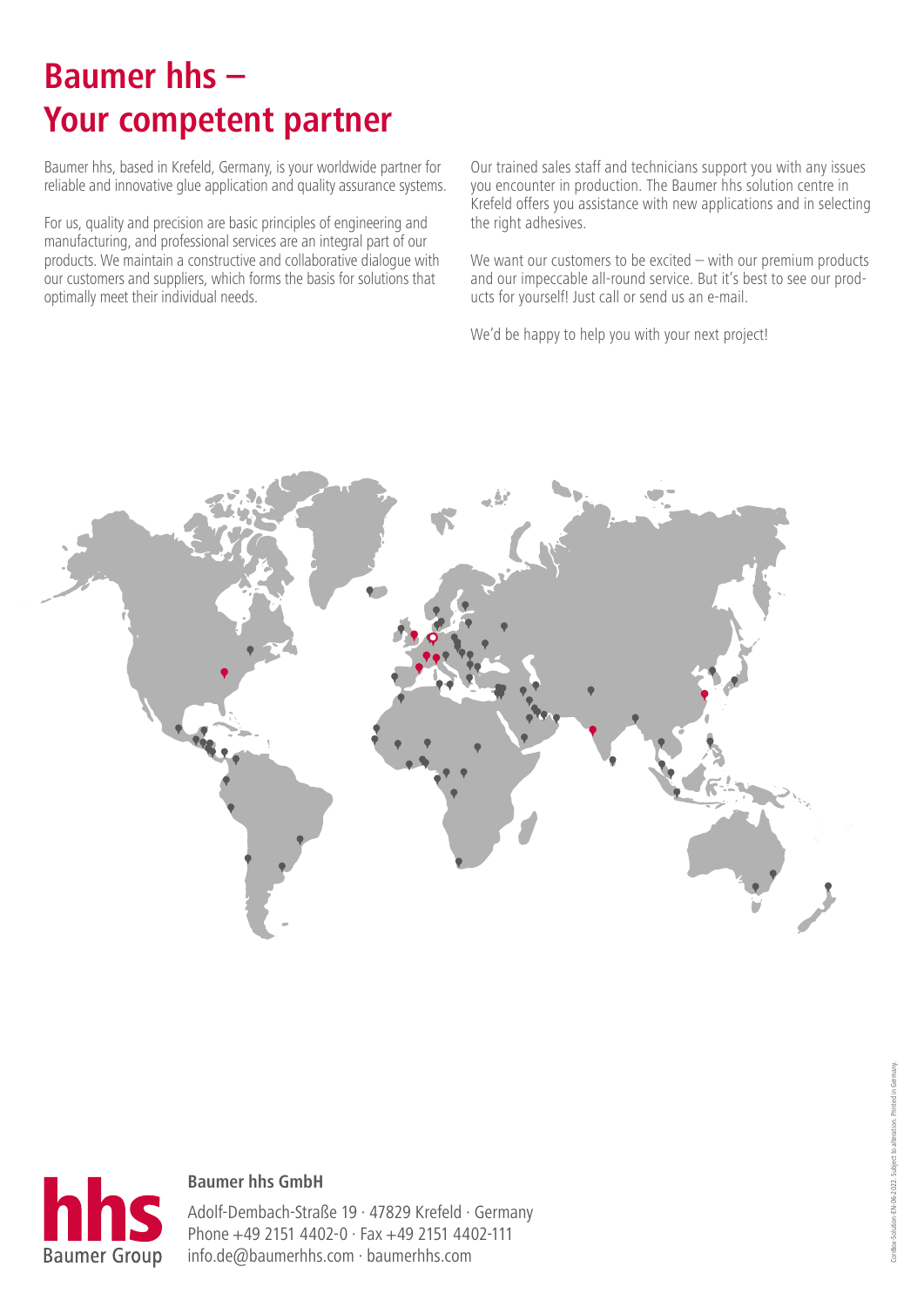# Baumer hhs – Your competent partner

Baumer hhs, based in Krefeld, Germany, is your worldwide partner for reliable and innovative glue application and quality assurance systems.

For us, quality and precision are basic principles of engineering and manufacturing, and professional services are an integral part of our products. We maintain a constructive and collaborative dialogue with our customers and suppliers, which forms the basis for solutions that optimally meet their individual needs.

Our trained sales staff and technicians support you with any issues you encounter in production. The Baumer hhs solution centre in Krefeld offers you assistance with new applications and in selecting the right adhesives.

We want our customers to be excited – with our premium products and our impeccable all-round service. But it's best to see our products for yourself! Just call or send us an e-mail.

We'd be happy to help you with your next project!

**Baumer hhs GmbH**

Adolf-Dembach-Straße 19 · 47829 Krefeld · Germany
Phone +49 2151 4402-0 · Fax +49 2151 4402-111
info.de@baumerhhs.com · baumerhhs.com

ConBox-Solution-EN-06-2022 · Subject to alteration. Printed in Germany.